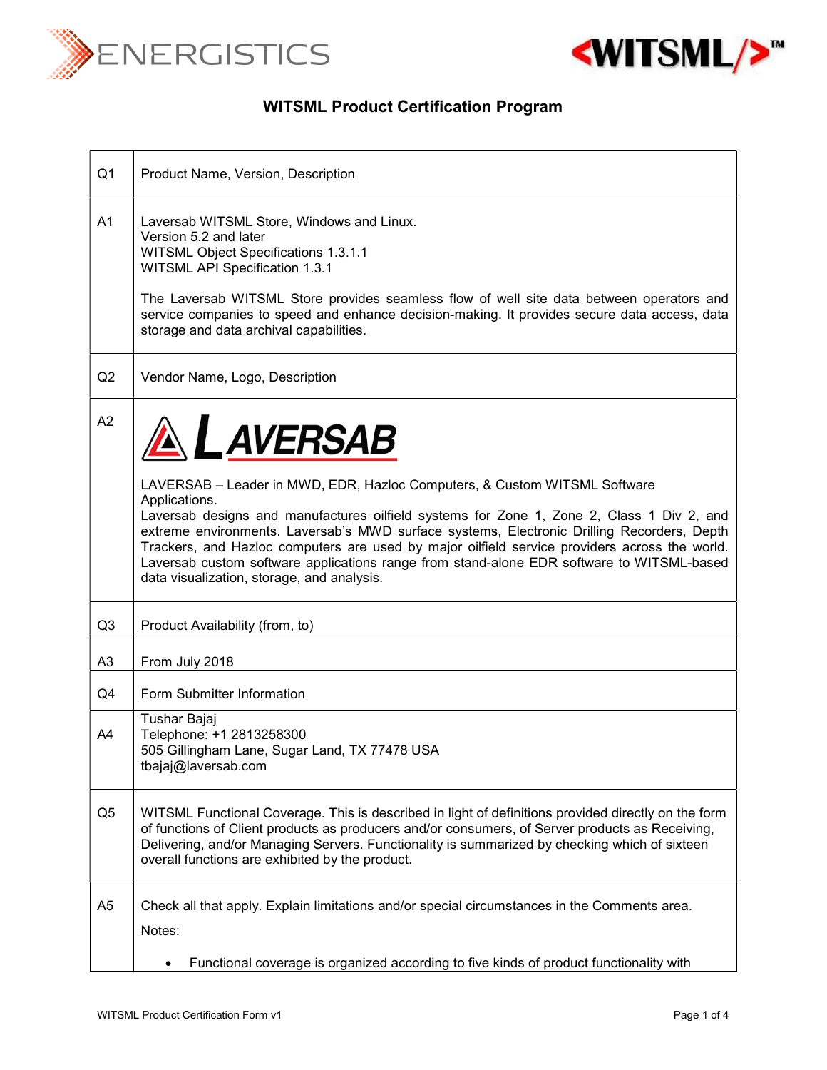# WITSML Product Certification Program

| | |
|---|---|
| Q1 | Product Name, Version, Description |
| A1 | Laversab WITSML Store, Windows and Linux.<br>Version 5.2 and later<br>WITSML Object Specifications 1.3.1.1<br>WITSML API Specification 1.3.1<br><br>The Laversab WITSML Store provides seamless flow of well site data between operators and service companies to speed and enhance decision-making. It provides secure data access, data storage and data archival capabilities. |
| Q2 | Vendor Name, Logo, Description |
| A2 | LAVERSAB<br><br>LAVERSAB – Leader in MWD, EDR, Hazloc Computers, & Custom WITSML Software Applications.<br>Laversab designs and manufactures oilfield systems for Zone 1, Zone 2, Class 1 Div 2, and extreme environments. Laversab's MWD surface systems, Electronic Drilling Recorders, Depth Trackers, and Hazloc computers are used by major oilfield service providers across the world. Laversab custom software applications range from stand-alone EDR software to WITSML-based data visualization, storage, and analysis. |
| Q3 | Product Availability (from, to) |
| A3 | From July 2018 |
| Q4 | Form Submitter Information |
| A4 | Tushar Bajaj<br>Telephone: +1 2813258300<br>505 Gillingham Lane, Sugar Land, TX 77478 USA<br>tbajaj@laversab.com |
| Q5 | WITSML Functional Coverage. This is described in light of definitions provided directly on the form of functions of Client products as producers and/or consumers, of Server products as Receiving, Delivering, and/or Managing Servers. Functionality is summarized by checking which of sixteen overall functions are exhibited by the product. |
| A5 | Check all that apply. Explain limitations and/or special circumstances in the Comments area.<br><br>Notes:<br><br>• Functional coverage is organized according to five kinds of product functionality with |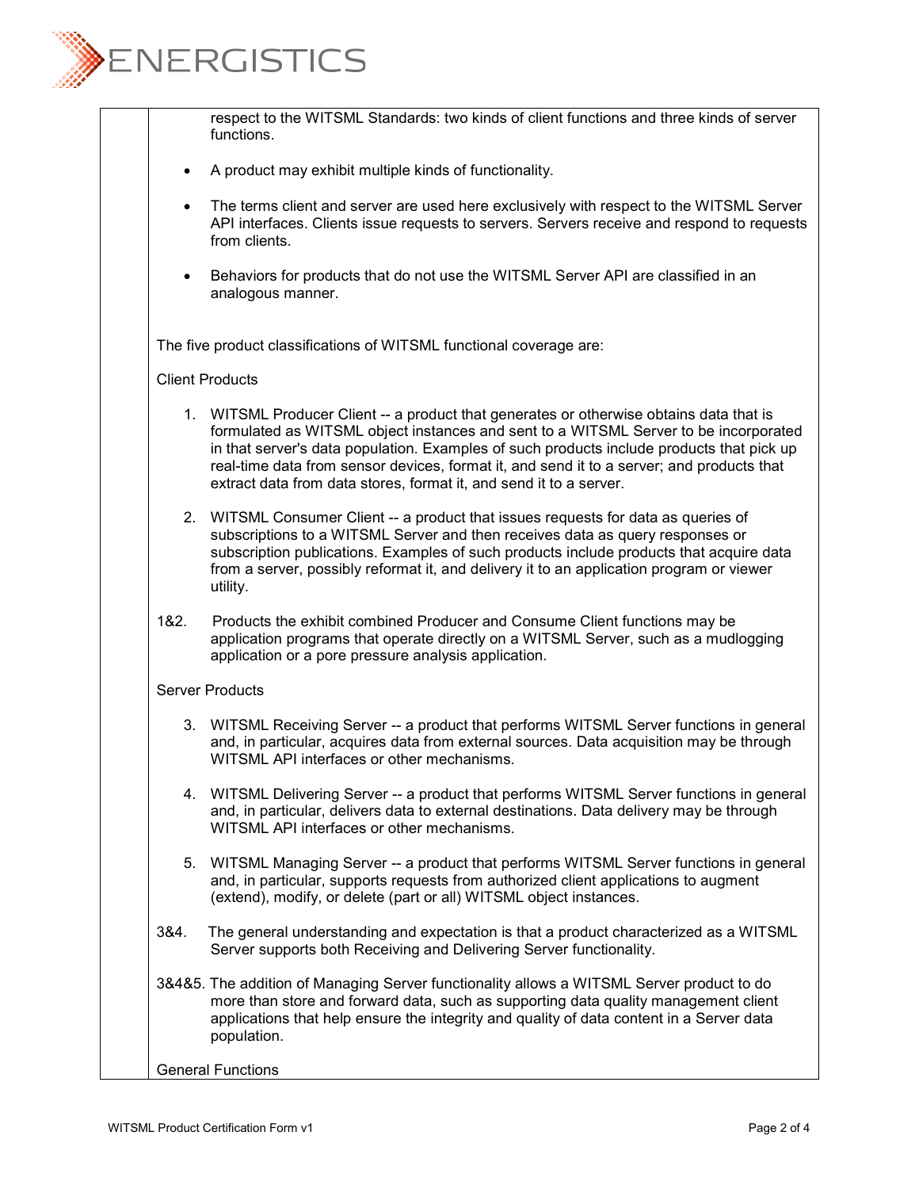respect to the WITSML Standards: two kinds of client functions and three kinds of server functions.

- A product may exhibit multiple kinds of functionality.
- The terms client and server are used here exclusively with respect to the WITSML Server API interfaces. Clients issue requests to servers. Servers receive and respond to requests from clients.
- Behaviors for products that do not use the WITSML Server API are classified in an analogous manner.

The five product classifications of WITSML functional coverage are:

Client Products

1. WITSML Producer Client -- a product that generates or otherwise obtains data that is formulated as WITSML object instances and sent to a WITSML Server to be incorporated in that server's data population. Examples of such products include products that pick up real-time data from sensor devices, format it, and send it to a server; and products that extract data from data stores, format it, and send it to a server.
2. WITSML Consumer Client -- a product that issues requests for data as queries of subscriptions to a WITSML Server and then receives data as query responses or subscription publications. Examples of such products include products that acquire data from a server, possibly reformat it, and delivery it to an application program or viewer utility.

1&2. Products the exhibit combined Producer and Consume Client functions may be application programs that operate directly on a WITSML Server, such as a mudlogging application or a pore pressure analysis application.

Server Products

3. WITSML Receiving Server -- a product that performs WITSML Server functions in general and, in particular, acquires data from external sources. Data acquisition may be through WITSML API interfaces or other mechanisms.
4. WITSML Delivering Server -- a product that performs WITSML Server functions in general and, in particular, delivers data to external destinations. Data delivery may be through WITSML API interfaces or other mechanisms.
5. WITSML Managing Server -- a product that performs WITSML Server functions in general and, in particular, supports requests from authorized client applications to augment (extend), modify, or delete (part or all) WITSML object instances.

3&4. The general understanding and expectation is that a product characterized as a WITSML Server supports both Receiving and Delivering Server functionality.

3&4&5. The addition of Managing Server functionality allows a WITSML Server product to do more than store and forward data, such as supporting data quality management client applications that help ensure the integrity and quality of data content in a Server data population.

General Functions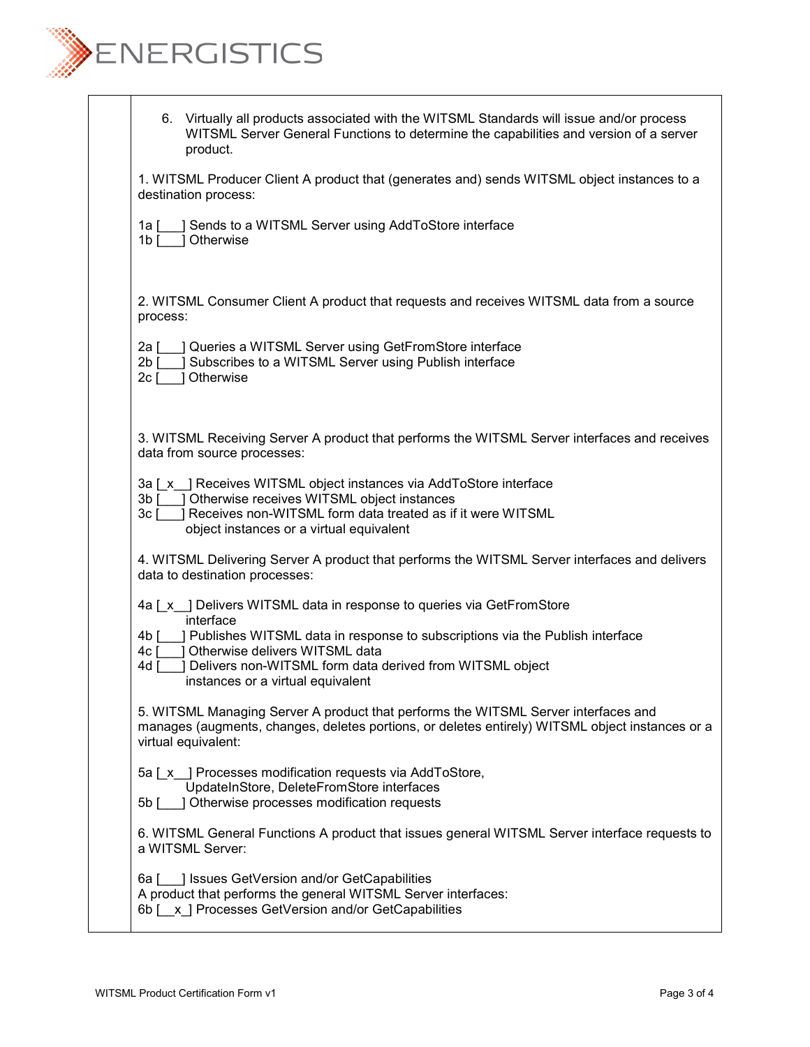6. Virtually all products associated with the WITSML Standards will issue and/or process WITSML Server General Functions to determine the capabilities and version of a server product.

1. WITSML Producer Client A product that (generates and) sends WITSML object instances to a destination process:

1a [___] Sends to a WITSML Server using AddToStore interface
1b [___] Otherwise

2. WITSML Consumer Client A product that requests and receives WITSML data from a source process:

2a [___] Queries a WITSML Server using GetFromStore interface
2b [___] Subscribes to a WITSML Server using Publish interface
2c [___] Otherwise

3. WITSML Receiving Server A product that performs the WITSML Server interfaces and receives data from source processes:

3a [_x__] Receives WITSML object instances via AddToStore interface
3b [___] Otherwise receives WITSML object instances
3c [___] Receives non-WITSML form data treated as if it were WITSML object instances or a virtual equivalent

4. WITSML Delivering Server A product that performs the WITSML Server interfaces and delivers data to destination processes:

4a [_x__] Delivers WITSML data in response to queries via GetFromStore interface
4b [___] Publishes WITSML data in response to subscriptions via the Publish interface
4c [___] Otherwise delivers WITSML data
4d [___] Delivers non-WITSML form data derived from WITSML object instances or a virtual equivalent

5. WITSML Managing Server A product that performs the WITSML Server interfaces and manages (augments, changes, deletes portions, or deletes entirely) WITSML object instances or a virtual equivalent:

5a [_x__] Processes modification requests via AddToStore, UpdateInStore, DeleteFromStore interfaces
5b [___] Otherwise processes modification requests

6. WITSML General Functions A product that issues general WITSML Server interface requests to a WITSML Server:

6a [___] Issues GetVersion and/or GetCapabilities
A product that performs the general WITSML Server interfaces:
6b [__x_] Processes GetVersion and/or GetCapabilities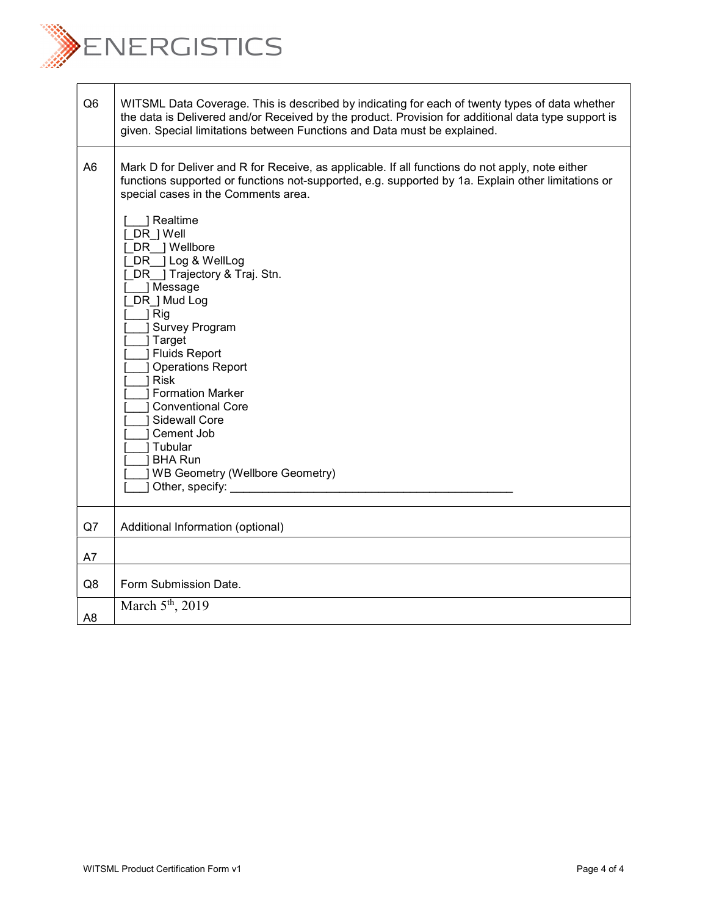| | |
|---|---|
| Q6 | WITSML Data Coverage. This is described by indicating for each of twenty types of data whether the data is Delivered and/or Received by the product. Provision for additional data type support is given. Special limitations between Functions and Data must be explained. |
| A6 | Mark D for Deliver and R for Receive, as applicable. If all functions do not apply, note either functions supported or functions not-supported, e.g. supported by 1a. Explain other limitations or special cases in the Comments area.<br><br>[___] Realtime<br>[_DR_] Well<br>[_DR__] Wellbore<br>[_DR__] Log & WellLog<br>[_DR__] Trajectory & Traj. Stn.<br>[___] Message<br>[_DR_] Mud Log<br>[___] Rig<br>[___] Survey Program<br>[___] Target<br>[___] Fluids Report<br>[___] Operations Report<br>[___] Risk<br>[___] Formation Marker<br>[___] Conventional Core<br>[___] Sidewall Core<br>[___] Cement Job<br>[___] Tubular<br>[___] BHA Run<br>[___] WB Geometry (Wellbore Geometry)<br>[___] Other, specify: _____________________________________________ |
| Q7 | Additional Information (optional) |
| A7 | |
| Q8 | Form Submission Date. |
| A8 | March 5th, 2019 |